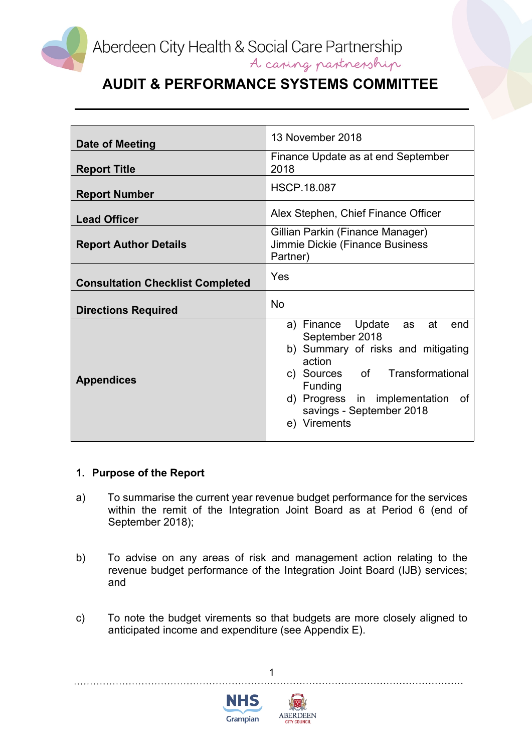Aberdeen City Health & Social Care Partnership

*A caring partnership*

# AUDIT & PERFORMANCE SYSTEMS COMMITTEE

| | |
|---|---|
| **Date of Meeting** | 13 November 2018 |
| **Report Title** | Finance Update as at end September 2018 |
| **Report Number** | HSCP.18.087 |
| **Lead Officer** | Alex Stephen, Chief Finance Officer |
| **Report Author Details** | Gillian Parkin (Finance Manager)<br>Jimmie Dickie (Finance Business Partner) |
| **Consultation Checklist Completed** | Yes |
| **Directions Required** | No |
| **Appendices** | a) Finance Update as at end September 2018<br>b) Summary of risks and mitigating action<br>c) Sources of Transformational Funding<br>d) Progress in implementation of savings - September 2018<br>e) Virements |

## 1. Purpose of the Report

a) To summarise the current year revenue budget performance for the services within the remit of the Integration Joint Board as at Period 6 (end of September 2018);

b) To advise on any areas of risk and management action relating to the revenue budget performance of the Integration Joint Board (IJB) services; and

c) To note the budget virements so that budgets are more closely aligned to anticipated income and expenditure (see Appendix E).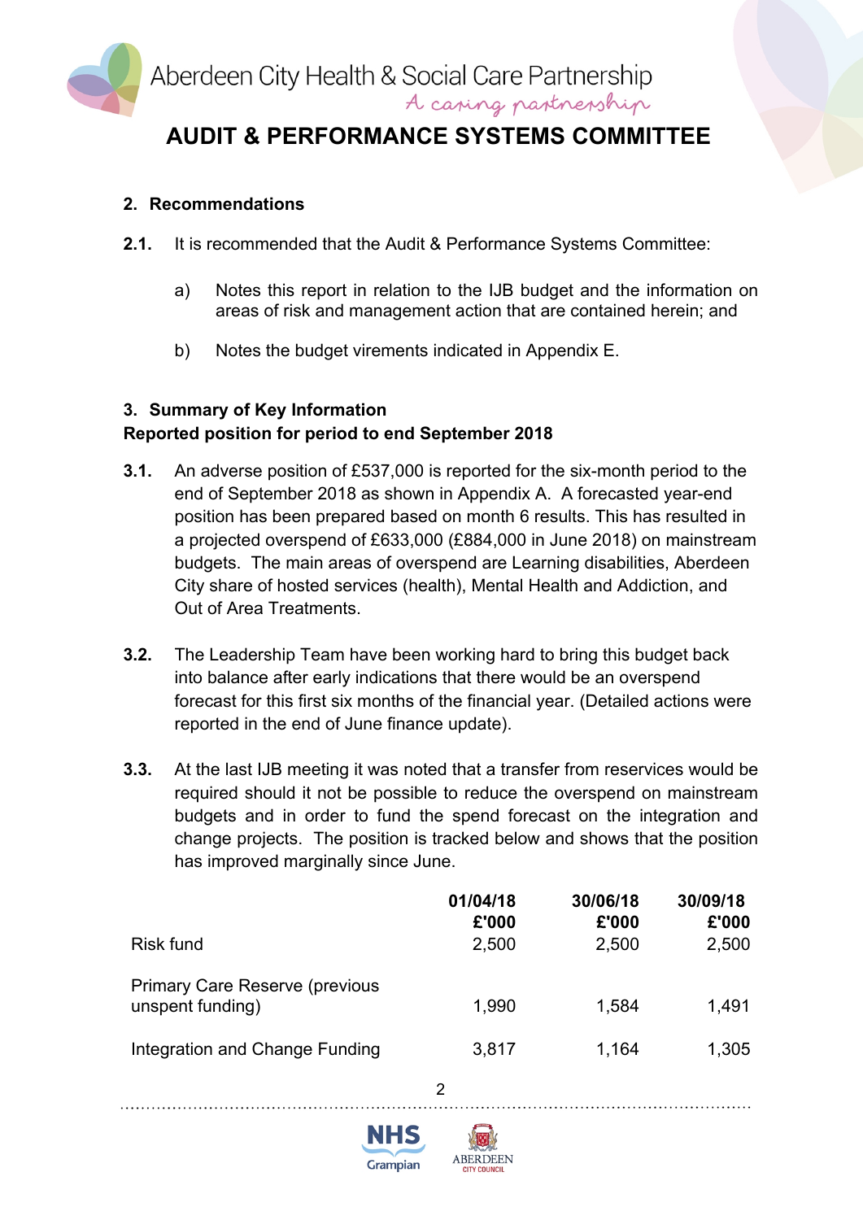## 2. Recommendations

**2.1.** It is recommended that the Audit & Performance Systems Committee:

a) Notes this report in relation to the IJB budget and the information on areas of risk and management action that are contained herein; and

b) Notes the budget virements indicated in Appendix E.

## 3. Summary of Key Information

**Reported position for period to end September 2018**

**3.1.** An adverse position of £537,000 is reported for the six-month period to the end of September 2018 as shown in Appendix A. A forecasted year-end position has been prepared based on month 6 results. This has resulted in a projected overspend of £633,000 (£884,000 in June 2018) on mainstream budgets. The main areas of overspend are Learning disabilities, Aberdeen City share of hosted services (health), Mental Health and Addiction, and Out of Area Treatments.

**3.2.** The Leadership Team have been working hard to bring this budget back into balance after early indications that there would be an overspend forecast for this first six months of the financial year. (Detailed actions were reported in the end of June finance update).

**3.3.** At the last IJB meeting it was noted that a transfer from reservices would be required should it not be possible to reduce the overspend on mainstream budgets and in order to fund the spend forecast on the integration and change projects. The position is tracked below and shows that the position has improved marginally since June.

| | 01/04/18<br>£'000 | 30/06/18<br>£'000 | 30/09/18<br>£'000 |
|---|---|---|---|
| Risk fund | 2,500 | 2,500 | 2,500 |
| Primary Care Reserve (previous unspent funding) | 1,990 | 1,584 | 1,491 |
| Integration and Change Funding | 3,817 | 1,164 | 1,305 |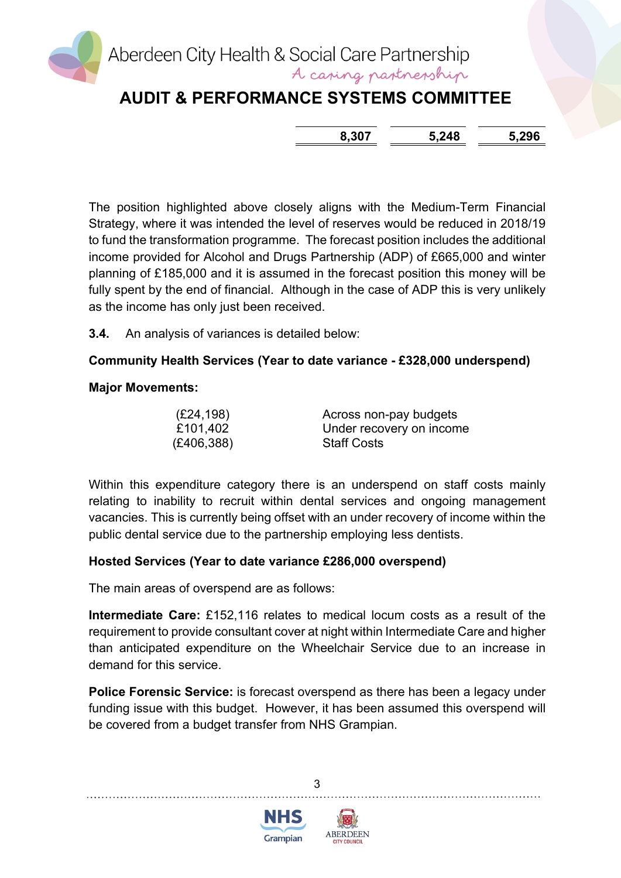| | | |
|---|---|---|
| **8,307** | **5,248** | **5,296** |

The position highlighted above closely aligns with the Medium-Term Financial Strategy, where it was intended the level of reserves would be reduced in 2018/19 to fund the transformation programme. The forecast position includes the additional income provided for Alcohol and Drugs Partnership (ADP) of £665,000 and winter planning of £185,000 and it is assumed in the forecast position this money will be fully spent by the end of financial. Although in the case of ADP this is very unlikely as the income has only just been received.

**3.4.** An analysis of variances is detailed below:

**Community Health Services (Year to date variance - £328,000 underspend)**

**Major Movements:**

| | |
|---|---|
| (£24,198) | Across non-pay budgets |
| £101,402 | Under recovery on income |
| (£406,388) | Staff Costs |

Within this expenditure category there is an underspend on staff costs mainly relating to inability to recruit within dental services and ongoing management vacancies. This is currently being offset with an under recovery of income within the public dental service due to the partnership employing less dentists.

**Hosted Services (Year to date variance £286,000 overspend)**

The main areas of overspend are as follows:

**Intermediate Care:** £152,116 relates to medical locum costs as a result of the requirement to provide consultant cover at night within Intermediate Care and higher than anticipated expenditure on the Wheelchair Service due to an increase in demand for this service.

**Police Forensic Service:** is forecast overspend as there has been a legacy under funding issue with this budget. However, it has been assumed this overspend will be covered from a budget transfer from NHS Grampian.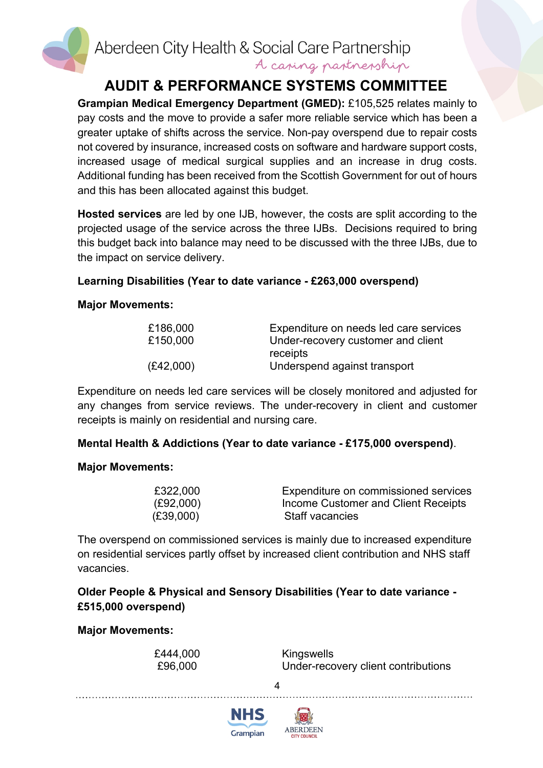**Grampian Medical Emergency Department (GMED):** £105,525 relates mainly to pay costs and the move to provide a safer more reliable service which has been a greater uptake of shifts across the service. Non-pay overspend due to repair costs not covered by insurance, increased costs on software and hardware support costs, increased usage of medical surgical supplies and an increase in drug costs. Additional funding has been received from the Scottish Government for out of hours and this has been allocated against this budget.

**Hosted services** are led by one IJB, however, the costs are split according to the projected usage of the service across the three IJBs. Decisions required to bring this budget back into balance may need to be discussed with the three IJBs, due to the impact on service delivery.

**Learning Disabilities (Year to date variance - £263,000 overspend)**

**Major Movements:**

| | |
|---|---|
| £186,000 | Expenditure on needs led care services |
| £150,000 | Under-recovery customer and client receipts |
| (£42,000) | Underspend against transport |

Expenditure on needs led care services will be closely monitored and adjusted for any changes from service reviews. The under-recovery in client and customer receipts is mainly on residential and nursing care.

**Mental Health & Addictions (Year to date variance - £175,000 overspend)**.

**Major Movements:**

| | |
|---|---|
| £322,000 | Expenditure on commissioned services |
| (£92,000) | Income Customer and Client Receipts |
| (£39,000) | Staff vacancies |

The overspend on commissioned services is mainly due to increased expenditure on residential services partly offset by increased client contribution and NHS staff vacancies.

**Older People & Physical and Sensory Disabilities (Year to date variance - £515,000 overspend)**

**Major Movements:**

| | |
|---|---|
| £444,000 | Kingswells |
| £96,000 | Under-recovery client contributions |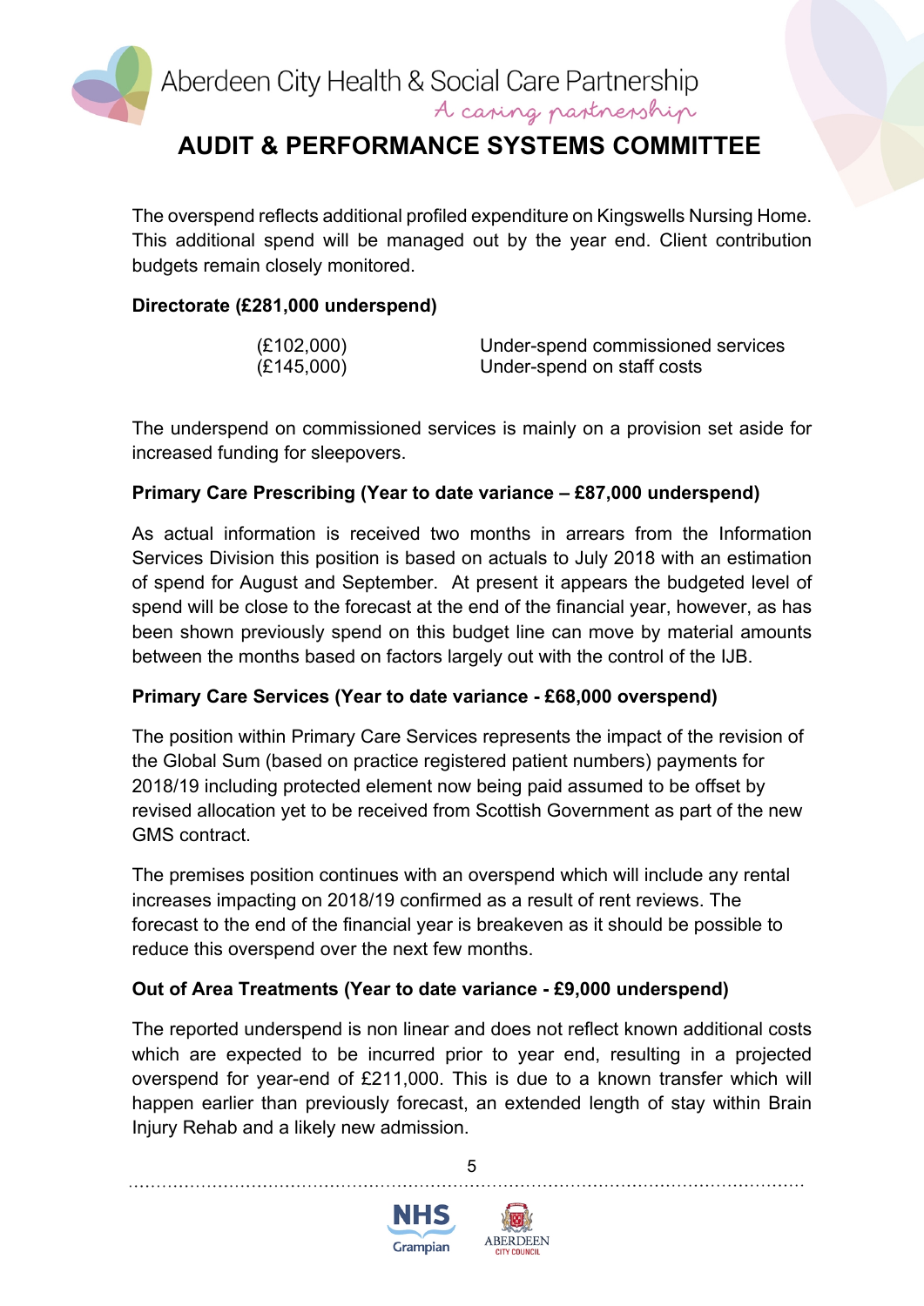The overspend reflects additional profiled expenditure on Kingswells Nursing Home. This additional spend will be managed out by the year end. Client contribution budgets remain closely monitored.

**Directorate (£281,000 underspend)**

| | |
|---|---|
| (£102,000) | Under-spend commissioned services |
| (£145,000) | Under-spend on staff costs |

The underspend on commissioned services is mainly on a provision set aside for increased funding for sleepovers.

**Primary Care Prescribing (Year to date variance – £87,000 underspend)**

As actual information is received two months in arrears from the Information Services Division this position is based on actuals to July 2018 with an estimation of spend for August and September. At present it appears the budgeted level of spend will be close to the forecast at the end of the financial year, however, as has been shown previously spend on this budget line can move by material amounts between the months based on factors largely out with the control of the IJB.

**Primary Care Services (Year to date variance - £68,000 overspend)**

The position within Primary Care Services represents the impact of the revision of the Global Sum (based on practice registered patient numbers) payments for 2018/19 including protected element now being paid assumed to be offset by revised allocation yet to be received from Scottish Government as part of the new GMS contract.

The premises position continues with an overspend which will include any rental increases impacting on 2018/19 confirmed as a result of rent reviews. The forecast to the end of the financial year is breakeven as it should be possible to reduce this overspend over the next few months.

**Out of Area Treatments (Year to date variance - £9,000 underspend)**

The reported underspend is non linear and does not reflect known additional costs which are expected to be incurred prior to year end, resulting in a projected overspend for year-end of £211,000. This is due to a known transfer which will happen earlier than previously forecast, an extended length of stay within Brain Injury Rehab and a likely new admission.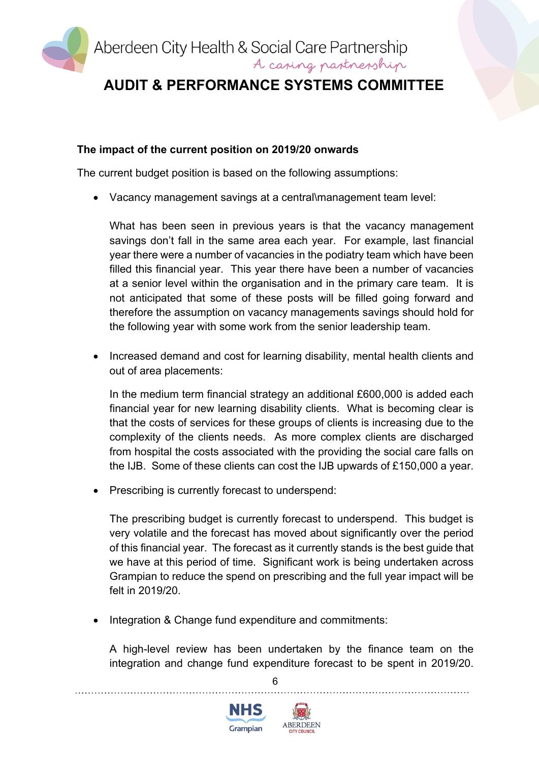**The impact of the current position on 2019/20 onwards**

The current budget position is based on the following assumptions:

- Vacancy management savings at a central\management team level:

  What has been seen in previous years is that the vacancy management savings don't fall in the same area each year. For example, last financial year there were a number of vacancies in the podiatry team which have been filled this financial year. This year there have been a number of vacancies at a senior level within the organisation and in the primary care team. It is not anticipated that some of these posts will be filled going forward and therefore the assumption on vacancy managements savings should hold for the following year with some work from the senior leadership team.

- Increased demand and cost for learning disability, mental health clients and out of area placements:

  In the medium term financial strategy an additional £600,000 is added each financial year for new learning disability clients. What is becoming clear is that the costs of services for these groups of clients is increasing due to the complexity of the clients needs. As more complex clients are discharged from hospital the costs associated with the providing the social care falls on the IJB. Some of these clients can cost the IJB upwards of £150,000 a year.

- Prescribing is currently forecast to underspend:

  The prescribing budget is currently forecast to underspend. This budget is very volatile and the forecast has moved about significantly over the period of this financial year. The forecast as it currently stands is the best guide that we have at this period of time. Significant work is being undertaken across Grampian to reduce the spend on prescribing and the full year impact will be felt in 2019/20.

- Integration & Change fund expenditure and commitments:

  A high-level review has been undertaken by the finance team on the integration and change fund expenditure forecast to be spent in 2019/20.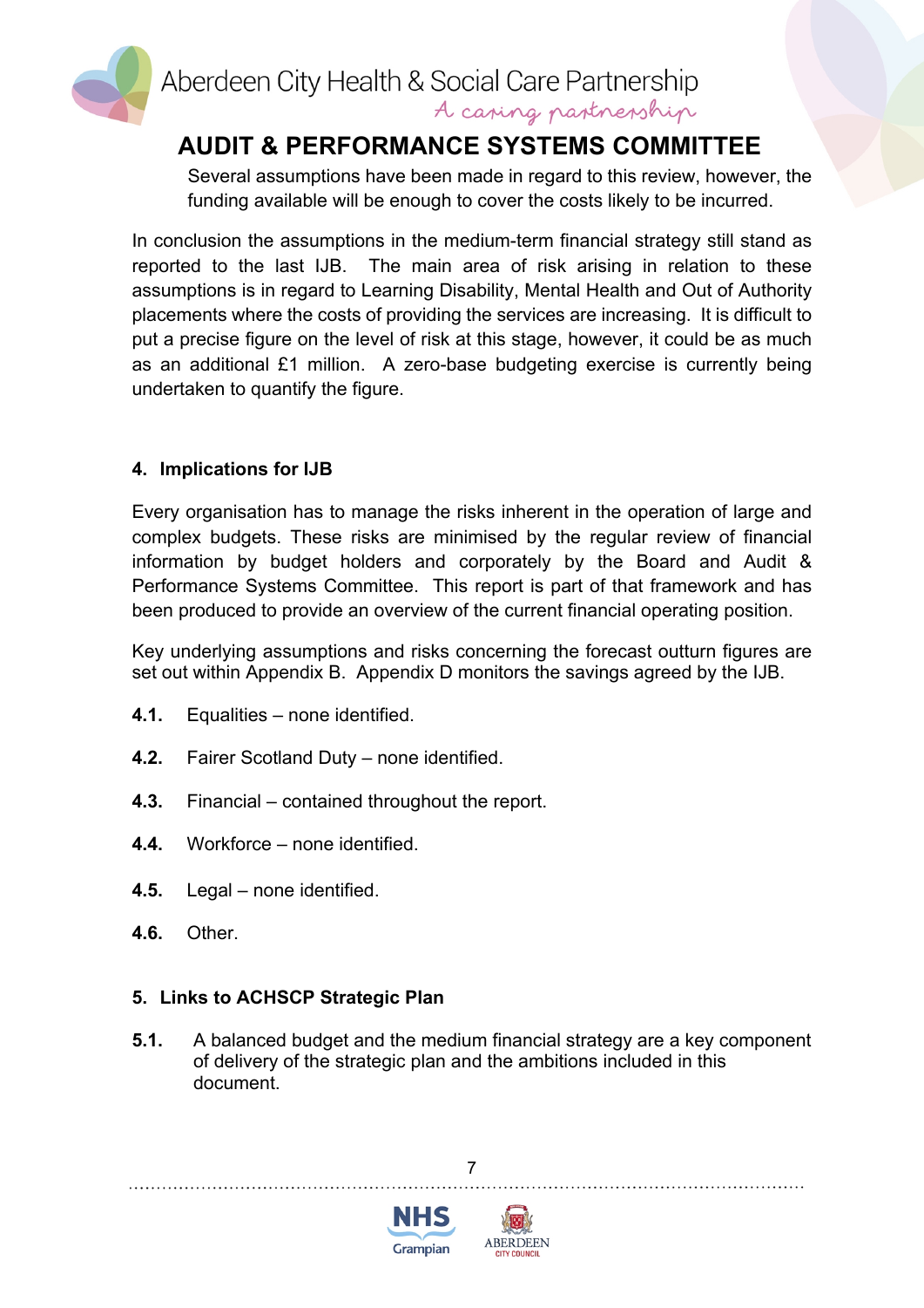Several assumptions have been made in regard to this review, however, the funding available will be enough to cover the costs likely to be incurred.

In conclusion the assumptions in the medium-term financial strategy still stand as reported to the last IJB. The main area of risk arising in relation to these assumptions is in regard to Learning Disability, Mental Health and Out of Authority placements where the costs of providing the services are increasing. It is difficult to put a precise figure on the level of risk at this stage, however, it could be as much as an additional £1 million. A zero-base budgeting exercise is currently being undertaken to quantify the figure.

## 4. Implications for IJB

Every organisation has to manage the risks inherent in the operation of large and complex budgets. These risks are minimised by the regular review of financial information by budget holders and corporately by the Board and Audit & Performance Systems Committee. This report is part of that framework and has been produced to provide an overview of the current financial operating position.

Key underlying assumptions and risks concerning the forecast outturn figures are set out within Appendix B. Appendix D monitors the savings agreed by the IJB.

**4.1.** Equalities – none identified.

**4.2.** Fairer Scotland Duty – none identified.

**4.3.** Financial – contained throughout the report.

**4.4.** Workforce – none identified.

**4.5.** Legal – none identified.

**4.6.** Other.

## 5. Links to ACHSCP Strategic Plan

**5.1.** A balanced budget and the medium financial strategy are a key component of delivery of the strategic plan and the ambitions included in this document.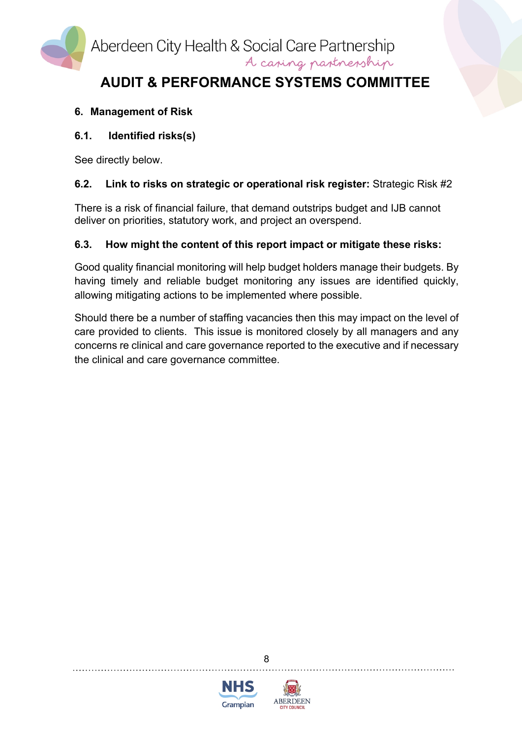## 6. Management of Risk

### 6.1. Identified risks(s)

See directly below.

### 6.2. Link to risks on strategic or operational risk register: Strategic Risk #2

There is a risk of financial failure, that demand outstrips budget and IJB cannot deliver on priorities, statutory work, and project an overspend.

### 6.3. How might the content of this report impact or mitigate these risks:

Good quality financial monitoring will help budget holders manage their budgets. By having timely and reliable budget monitoring any issues are identified quickly, allowing mitigating actions to be implemented where possible.

Should there be a number of staffing vacancies then this may impact on the level of care provided to clients. This issue is monitored closely by all managers and any concerns re clinical and care governance reported to the executive and if necessary the clinical and care governance committee.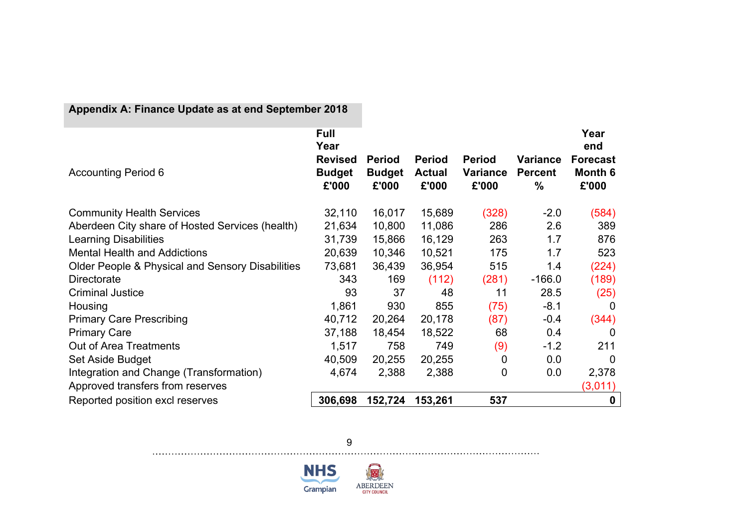## Appendix A: Finance Update as at end September 2018

| Accounting Period 6 | Full Year Revised Budget £'000 | Period Budget £'000 | Period Actual £'000 | Period Variance £'000 | Variance Percent % | Year end Forecast Month 6 £'000 |
|---|---|---|---|---|---|---|
| Community Health Services | 32,110 | 16,017 | 15,689 | (328) | -2.0 | (584) |
| Aberdeen City share of Hosted Services (health) | 21,634 | 10,800 | 11,086 | 286 | 2.6 | 389 |
| Learning Disabilities | 31,739 | 15,866 | 16,129 | 263 | 1.7 | 876 |
| Mental Health and Addictions | 20,639 | 10,346 | 10,521 | 175 | 1.7 | 523 |
| Older People & Physical and Sensory Disabilities | 73,681 | 36,439 | 36,954 | 515 | 1.4 | (224) |
| Directorate | 343 | 169 | (112) | (281) | -166.0 | (189) |
| Criminal Justice | 93 | 37 | 48 | 11 | 28.5 | (25) |
| Housing | 1,861 | 930 | 855 | (75) | -8.1 | 0 |
| Primary Care Prescribing | 40,712 | 20,264 | 20,178 | (87) | -0.4 | (344) |
| Primary Care | 37,188 | 18,454 | 18,522 | 68 | 0.4 | 0 |
| Out of Area Treatments | 1,517 | 758 | 749 | (9) | -1.2 | 211 |
| Set Aside Budget | 40,509 | 20,255 | 20,255 | 0 | 0.0 | 0 |
| Integration and Change (Transformation) | 4,674 | 2,388 | 2,388 | 0 | 0.0 | 2,378 |
| Approved transfers from reserves | | | | | | (3,011) |
| Reported position excl reserves | **306,698** | **152,724** | **153,261** | **537** | | **0** |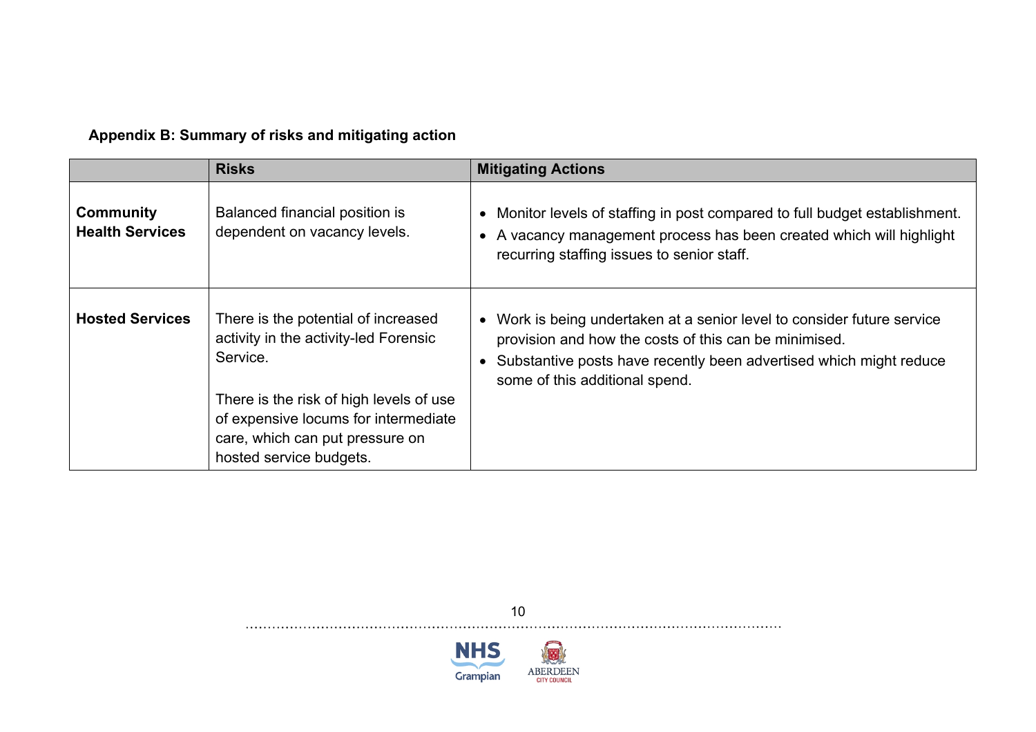**Appendix B: Summary of risks and mitigating action**

| | Risks | Mitigating Actions |
|---|---|---|
| **Community Health Services** | Balanced financial position is dependent on vacancy levels. | • Monitor levels of staffing in post compared to full budget establishment.<br>• A vacancy management process has been created which will highlight recurring staffing issues to senior staff. |
| **Hosted Services** | There is the potential of increased activity in the activity-led Forensic Service.<br><br>There is the risk of high levels of use of expensive locums for intermediate care, which can put pressure on hosted service budgets. | • Work is being undertaken at a senior level to consider future service provision and how the costs of this can be minimised.<br>• Substantive posts have recently been advertised which might reduce some of this additional spend. |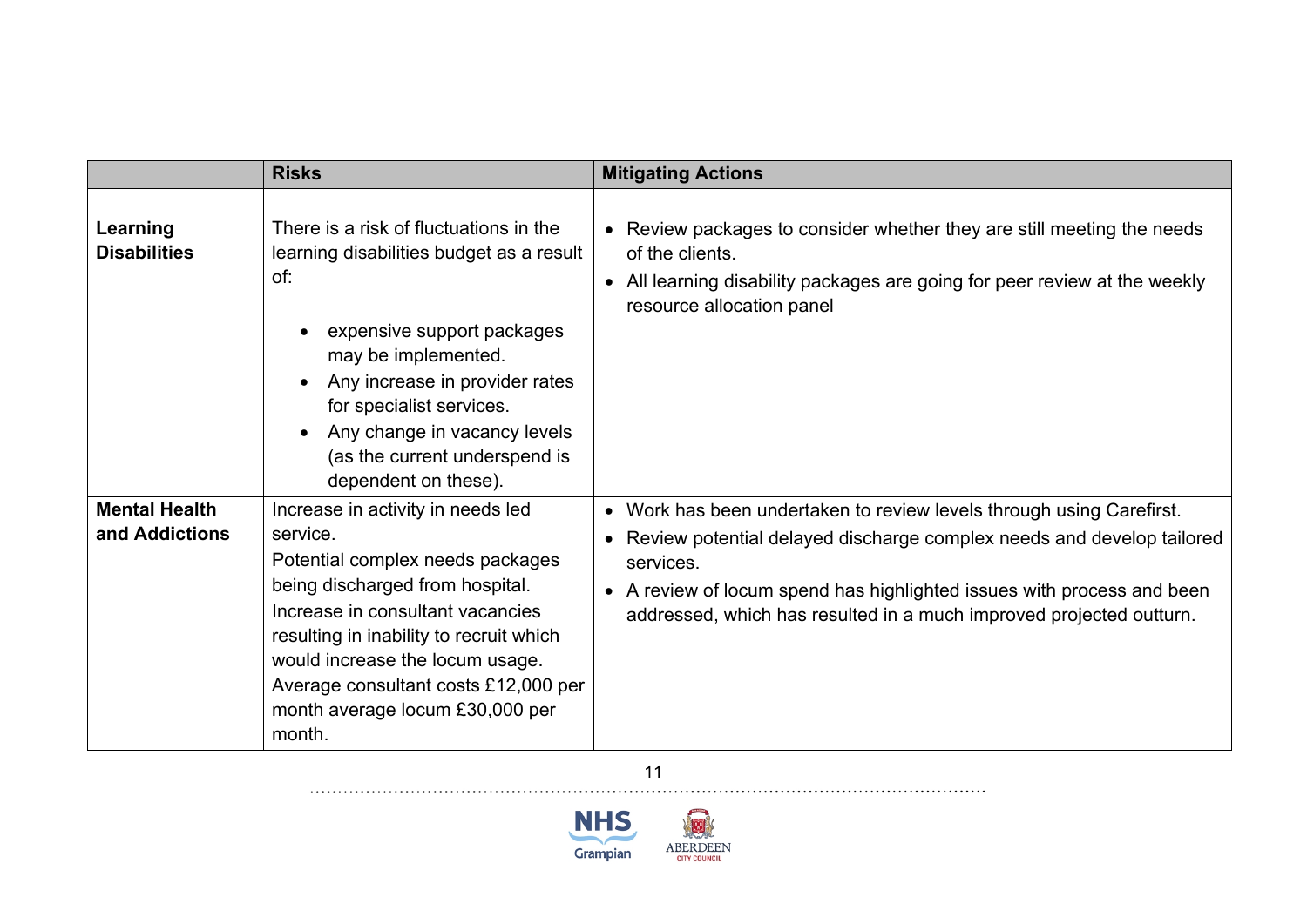| | Risks | Mitigating Actions |
|---|---|---|
| **Learning Disabilities** | There is a risk of fluctuations in the learning disabilities budget as a result of:<br><br>• expensive support packages may be implemented.<br>• Any increase in provider rates for specialist services.<br>• Any change in vacancy levels (as the current underspend is dependent on these). | • Review packages to consider whether they are still meeting the needs of the clients.<br>• All learning disability packages are going for peer review at the weekly resource allocation panel |
| **Mental Health and Addictions** | Increase in activity in needs led service.<br>Potential complex needs packages being discharged from hospital.<br>Increase in consultant vacancies resulting in inability to recruit which would increase the locum usage.<br>Average consultant costs £12,000 per month average locum £30,000 per month. | • Work has been undertaken to review levels through using Carefirst.<br>• Review potential delayed discharge complex needs and develop tailored services.<br>• A review of locum spend has highlighted issues with process and been addressed, which has resulted in a much improved projected outturn. |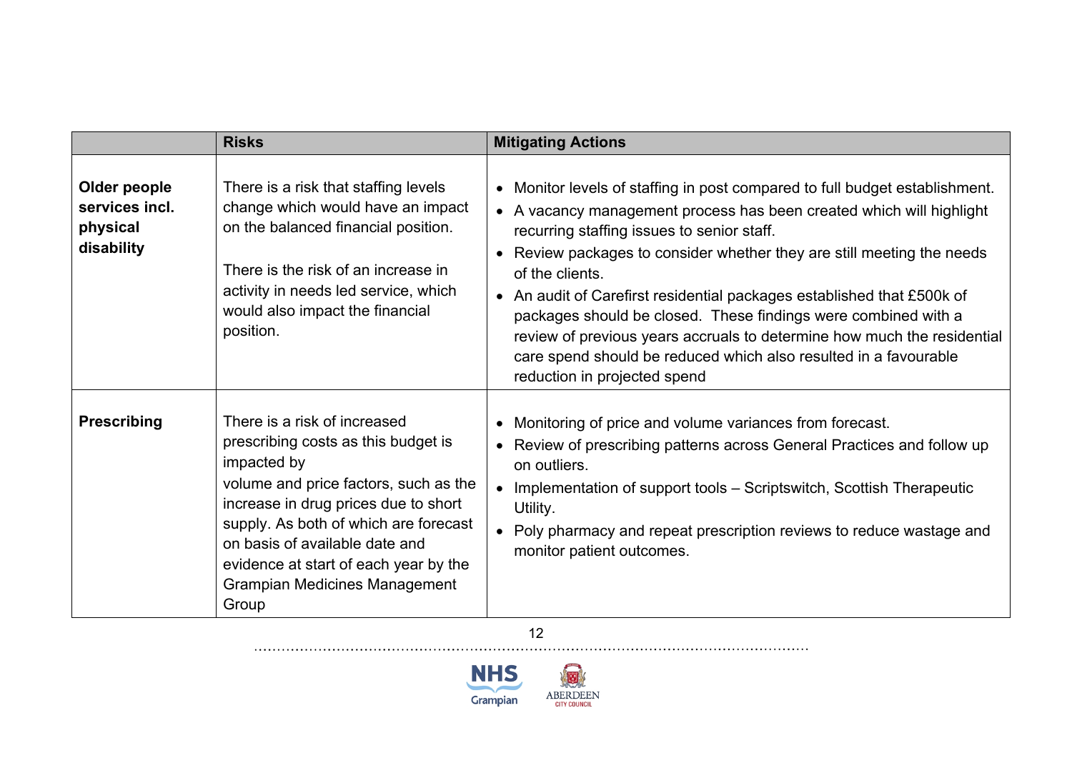| | Risks | Mitigating Actions |
|---|---|---|
| **Older people services incl. physical disability** | There is a risk that staffing levels change which would have an impact on the balanced financial position.<br><br>There is the risk of an increase in activity in needs led service, which would also impact the financial position. | • Monitor levels of staffing in post compared to full budget establishment.<br>• A vacancy management process has been created which will highlight recurring staffing issues to senior staff.<br>• Review packages to consider whether they are still meeting the needs of the clients.<br>• An audit of Carefirst residential packages established that £500k of packages should be closed. These findings were combined with a review of previous years accruals to determine how much the residential care spend should be reduced which also resulted in a favourable reduction in projected spend |
| **Prescribing** | There is a risk of increased prescribing costs as this budget is impacted by volume and price factors, such as the increase in drug prices due to short supply. As both of which are forecast on basis of available date and evidence at start of each year by the Grampian Medicines Management Group | • Monitoring of price and volume variances from forecast.<br>• Review of prescribing patterns across General Practices and follow up on outliers.<br>• Implementation of support tools – Scriptswitch, Scottish Therapeutic Utility.<br>• Poly pharmacy and repeat prescription reviews to reduce wastage and monitor patient outcomes. |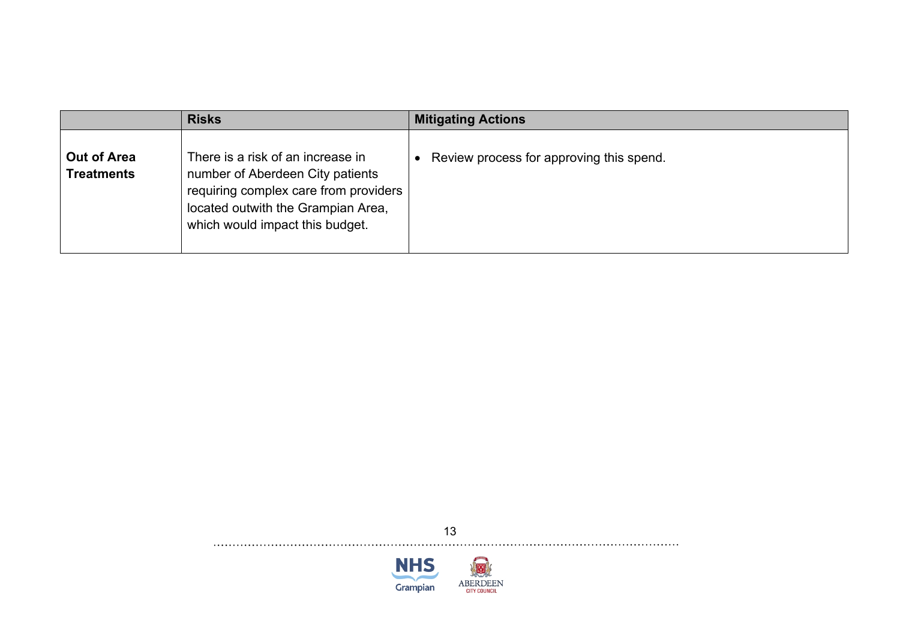| | Risks | Mitigating Actions |
|---|---|---|
| **Out of Area Treatments** | There is a risk of an increase in number of Aberdeen City patients requiring complex care from providers located outwith the Grampian Area, which would impact this budget. | • Review process for approving this spend. |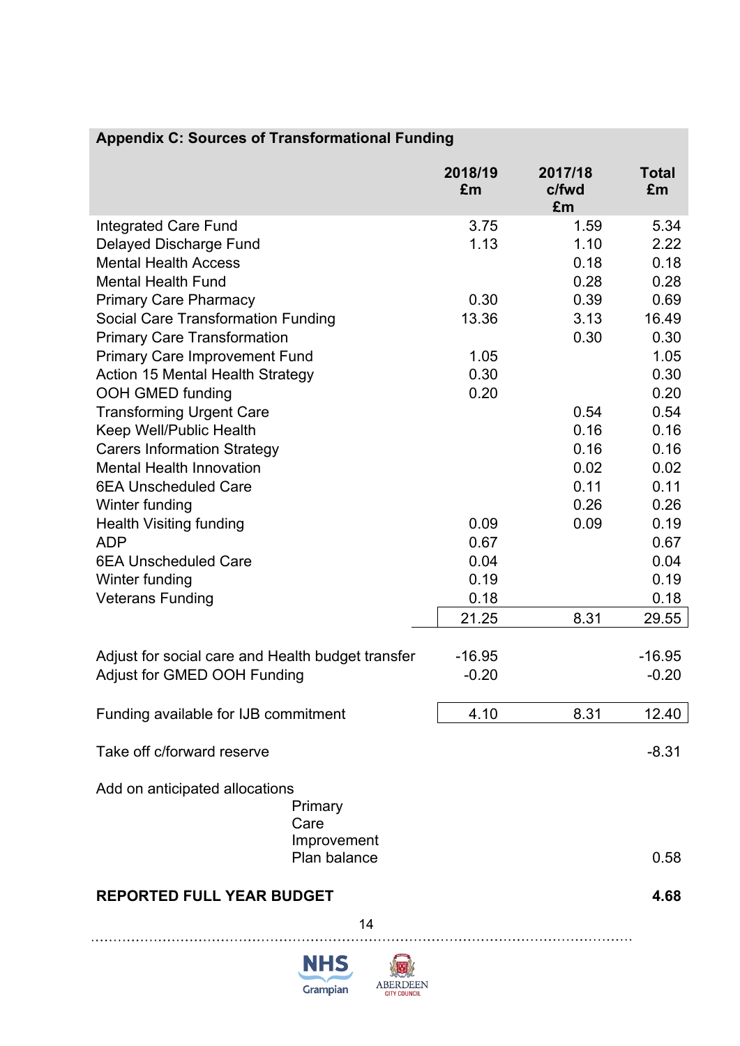## Appendix C: Sources of Transformational Funding

| | 2018/19 £m | 2017/18 c/fwd £m | Total £m |
|---|---|---|---|
| Integrated Care Fund | 3.75 | 1.59 | 5.34 |
| Delayed Discharge Fund | 1.13 | 1.10 | 2.22 |
| Mental Health Access | | 0.18 | 0.18 |
| Mental Health Fund | | 0.28 | 0.28 |
| Primary Care Pharmacy | 0.30 | 0.39 | 0.69 |
| Social Care Transformation Funding | 13.36 | 3.13 | 16.49 |
| Primary Care Transformation | | 0.30 | 0.30 |
| Primary Care Improvement Fund | 1.05 | | 1.05 |
| Action 15 Mental Health Strategy | 0.30 | | 0.30 |
| OOH GMED funding | 0.20 | | 0.20 |
| Transforming Urgent Care | | 0.54 | 0.54 |
| Keep Well/Public Health | | 0.16 | 0.16 |
| Carers Information Strategy | | 0.16 | 0.16 |
| Mental Health Innovation | | 0.02 | 0.02 |
| 6EA Unscheduled Care | | 0.11 | 0.11 |
| Winter funding | | 0.26 | 0.26 |
| Health Visiting funding | 0.09 | 0.09 | 0.19 |
| ADP | 0.67 | | 0.67 |
| 6EA Unscheduled Care | 0.04 | | 0.04 |
| Winter funding | 0.19 | | 0.19 |
| Veterans Funding | 0.18 | | 0.18 |
| | 21.25 | 8.31 | 29.55 |
| Adjust for social care and Health budget transfer | -16.95 | | -16.95 |
| Adjust for GMED OOH Funding | -0.20 | | -0.20 |
| Funding available for IJB commitment | 4.10 | 8.31 | 12.40 |
| Take off c/forward reserve | | | -8.31 |
| Add on anticipated allocations: Primary Care Improvement Plan balance | | | 0.58 |
| **REPORTED FULL YEAR BUDGET** | | | **4.68** |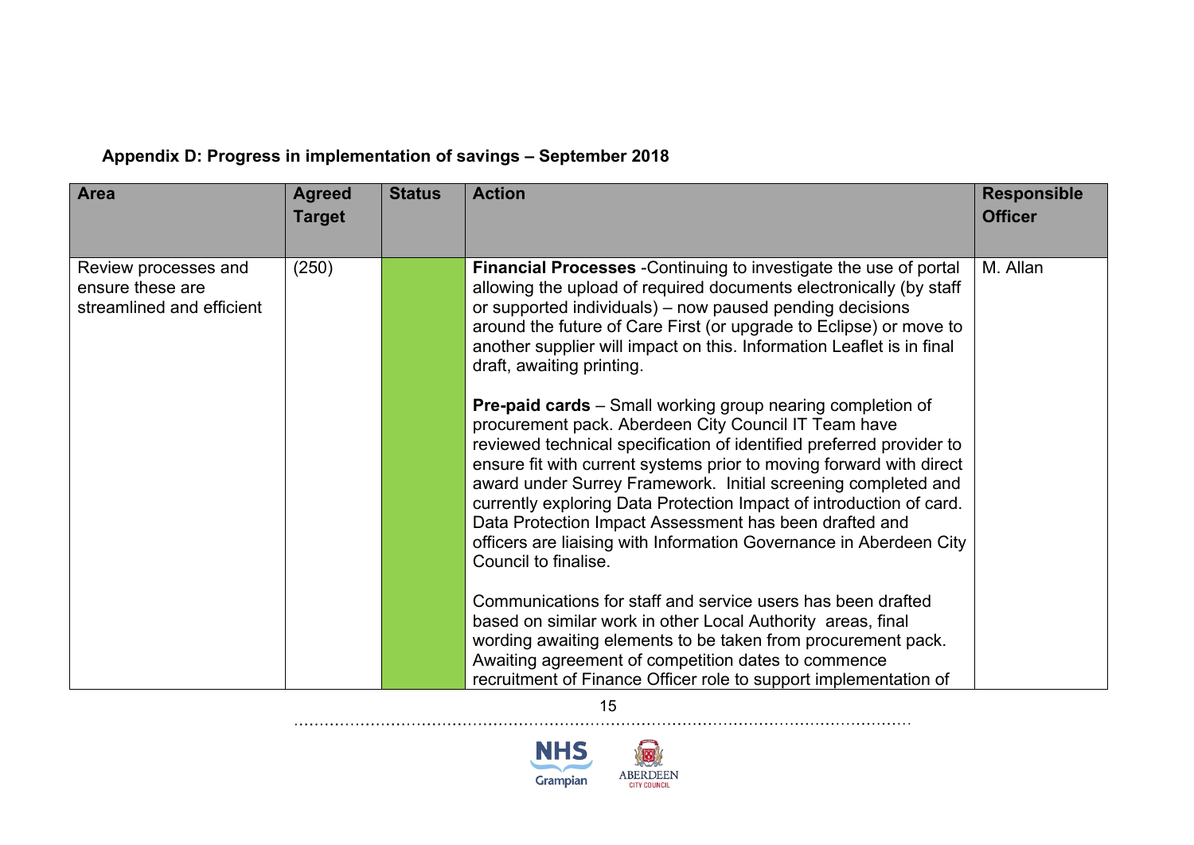**Appendix D: Progress in implementation of savings – September 2018**

| Area | Agreed Target | Status | Action | Responsible Officer |
|---|---|---|---|---|
| Review processes and ensure these are streamlined and efficient | (250) | | **Financial Processes** -Continuing to investigate the use of portal allowing the upload of required documents electronically (by staff or supported individuals) – now paused pending decisions around the future of Care First (or upgrade to Eclipse) or move to another supplier will impact on this. Information Leaflet is in final draft, awaiting printing.<br><br>**Pre-paid cards** – Small working group nearing completion of procurement pack. Aberdeen City Council IT Team have reviewed technical specification of identified preferred provider to ensure fit with current systems prior to moving forward with direct award under Surrey Framework. Initial screening completed and currently exploring Data Protection Impact of introduction of card. Data Protection Impact Assessment has been drafted and officers are liaising with Information Governance in Aberdeen City Council to finalise.<br><br>Communications for staff and service users has been drafted based on similar work in other Local Authority areas, final wording awaiting elements to be taken from procurement pack. Awaiting agreement of competition dates to commence recruitment of Finance Officer role to support implementation of | M. Allan |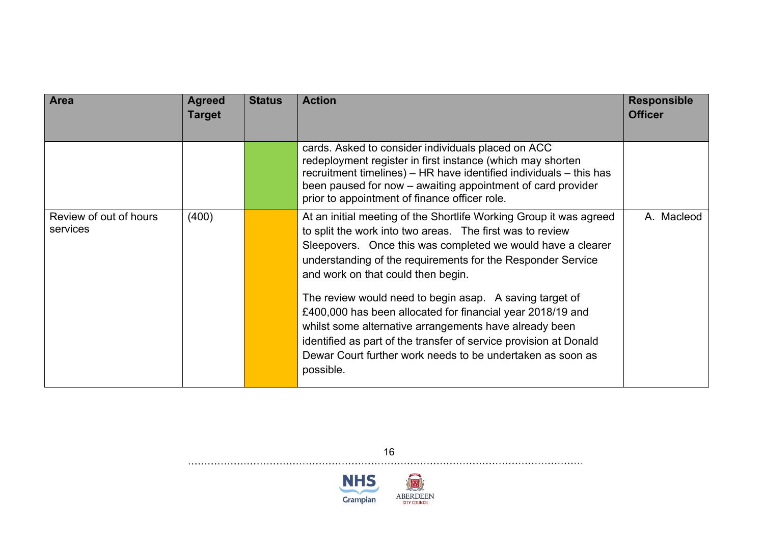| Area | Agreed Target | Status | Action | Responsible Officer |
| --- | --- | --- | --- | --- |
| | | | cards. Asked to consider individuals placed on ACC redeployment register in first instance (which may shorten recruitment timelines) – HR have identified individuals – this has been paused for now – awaiting appointment of card provider prior to appointment of finance officer role. | |
| Review of out of hours services | (400) | | At an initial meeting of the Shortlife Working Group it was agreed to split the work into two areas. The first was to review Sleepovers. Once this was completed we would have a clearer understanding of the requirements for the Responder Service and work on that could then begin.<br><br>The review would need to begin asap. A saving target of £400,000 has been allocated for financial year 2018/19 and whilst some alternative arrangements have already been identified as part of the transfer of service provision at Donald Dewar Court further work needs to be undertaken as soon as possible. | A. Macleod |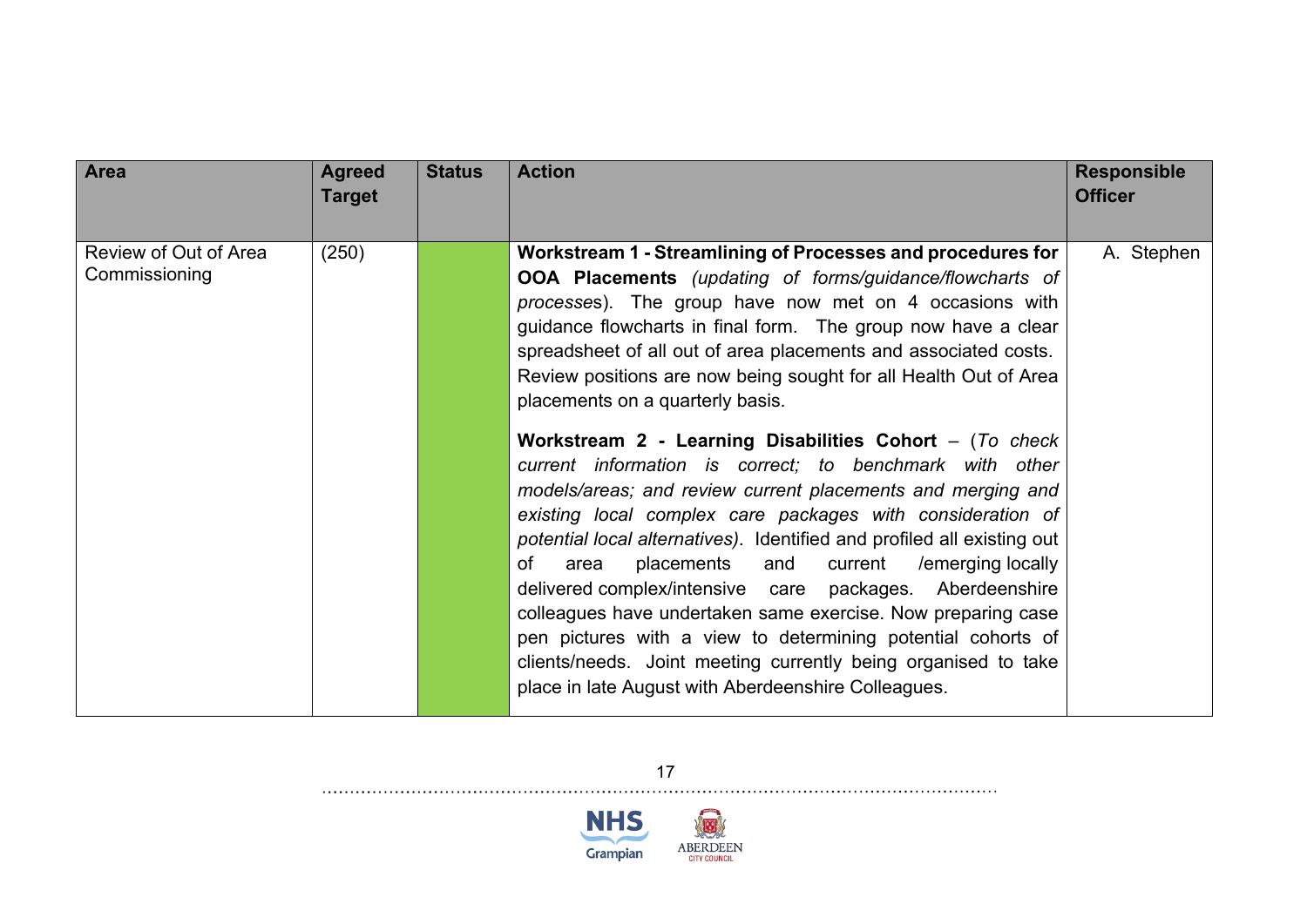| Area | Agreed Target | Status | Action | Responsible Officer |
|---|---|---|---|---|
| Review of Out of Area Commissioning | (250) | | **Workstream 1 - Streamlining of Processes and procedures for OOA Placements** *(updating of forms/guidance/flowcharts of processes*). The group have now met on 4 occasions with guidance flowcharts in final form. The group now have a clear spreadsheet of all out of area placements and associated costs. Review positions are now being sought for all Health Out of Area placements on a quarterly basis.<br><br>**Workstream 2 - Learning Disabilities Cohort** – (*To check current information is correct; to benchmark with other models/areas; and review current placements and merging and existing local complex care packages with consideration of potential local alternatives)*. Identified and profiled all existing out of area placements and current /emerging locally delivered complex/intensive care packages. Aberdeenshire colleagues have undertaken same exercise. Now preparing case pen pictures with a view to determining potential cohorts of clients/needs. Joint meeting currently being organised to take place in late August with Aberdeenshire Colleagues. | A. Stephen |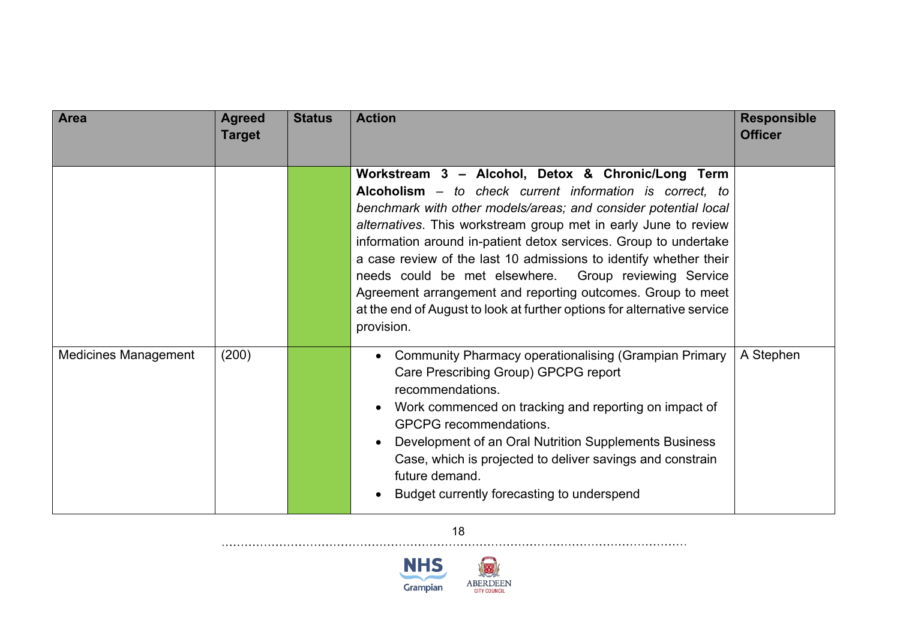| Area | Agreed Target | Status | Action | Responsible Officer |
|---|---|---|---|---|
| | | | **Workstream 3 – Alcohol, Detox & Chronic/Long Term Alcoholism** – *to check current information is correct, to benchmark with other models/areas; and consider potential local alternatives*. This workstream group met in early June to review information around in-patient detox services. Group to undertake a case review of the last 10 admissions to identify whether their needs could be met elsewhere. Group reviewing Service Agreement arrangement and reporting outcomes. Group to meet at the end of August to look at further options for alternative service provision. | |
| Medicines Management | (200) | | • Community Pharmacy operationalising (Grampian Primary Care Prescribing Group) GPCPG report recommendations.<br>• Work commenced on tracking and reporting on impact of GPCPG recommendations.<br>• Development of an Oral Nutrition Supplements Business Case, which is projected to deliver savings and constrain future demand.<br>• Budget currently forecasting to underspend | A Stephen |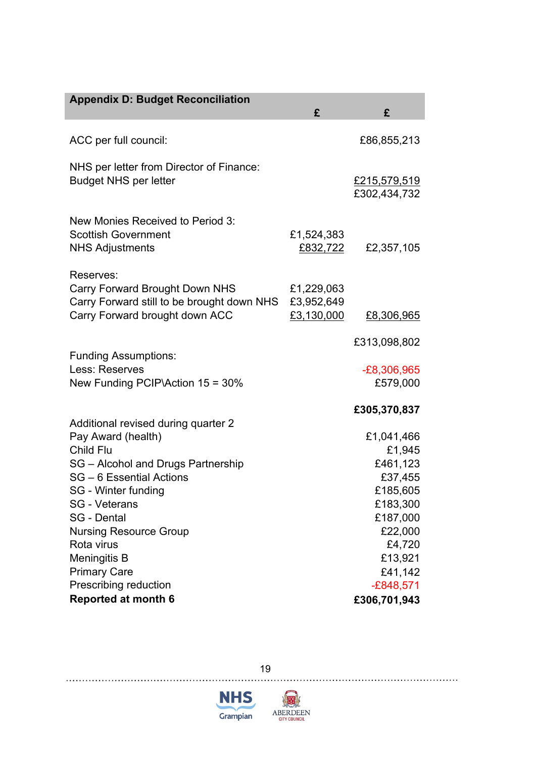| Appendix D: Budget Reconciliation | £ | £ |
|---|---|---|
| ACC per full council: | | £86,855,213 |
| NHS per letter from Director of Finance: | | |
| Budget NHS per letter | | £215,579,519 |
| | | £302,434,732 |
| New Monies Received to Period 3: | | |
| Scottish Government | £1,524,383 | |
| NHS Adjustments | £832,722 | £2,357,105 |
| Reserves: | | |
| Carry Forward Brought Down NHS | £1,229,063 | |
| Carry Forward still to be brought down NHS | £3,952,649 | |
| Carry Forward brought down ACC | £3,130,000 | £8,306,965 |
| | | £313,098,802 |
| Funding Assumptions: | | |
| Less: Reserves | | -£8,306,965 |
| New Funding PCIP\Action 15 = 30% | | £579,000 |
| | | **£305,370,837** |
| Additional revised during quarter 2 | | |
| Pay Award (health) | | £1,041,466 |
| Child Flu | | £1,945 |
| SG – Alcohol and Drugs Partnership | | £461,123 |
| SG – 6 Essential Actions | | £37,455 |
| SG - Winter funding | | £185,605 |
| SG - Veterans | | £183,300 |
| SG - Dental | | £187,000 |
| Nursing Resource Group | | £22,000 |
| Rota virus | | £4,720 |
| Meningitis B | | £13,921 |
| Primary Care | | £41,142 |
| Prescribing reduction | | -£848,571 |
| **Reported at month 6** | | **£306,701,943** |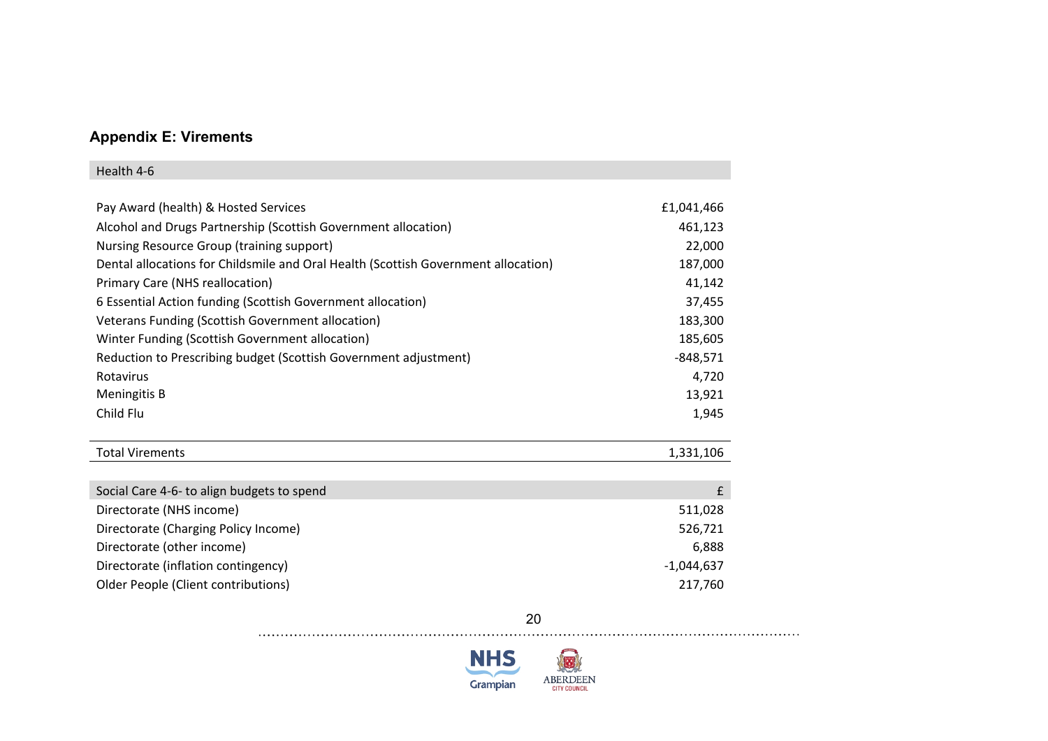## Appendix E: Virements

| Health 4-6 | |
|---|---|
| Pay Award (health) & Hosted Services | £1,041,466 |
| Alcohol and Drugs Partnership (Scottish Government allocation) | 461,123 |
| Nursing Resource Group (training support) | 22,000 |
| Dental allocations for Childsmile and Oral Health (Scottish Government allocation) | 187,000 |
| Primary Care (NHS reallocation) | 41,142 |
| 6 Essential Action funding (Scottish Government allocation) | 37,455 |
| Veterans Funding (Scottish Government allocation) | 183,300 |
| Winter Funding (Scottish Government allocation) | 185,605 |
| Reduction to Prescribing budget (Scottish Government adjustment) | -848,571 |
| Rotavirus | 4,720 |
| Meningitis B | 13,921 |
| Child Flu | 1,945 |
| Total Virements | 1,331,106 |

| Social Care 4-6- to align budgets to spend | £ |
|---|---|
| Directorate (NHS income) | 511,028 |
| Directorate (Charging Policy Income) | 526,721 |
| Directorate (other income) | 6,888 |
| Directorate (inflation contingency) | -1,044,637 |
| Older People (Client contributions) | 217,760 |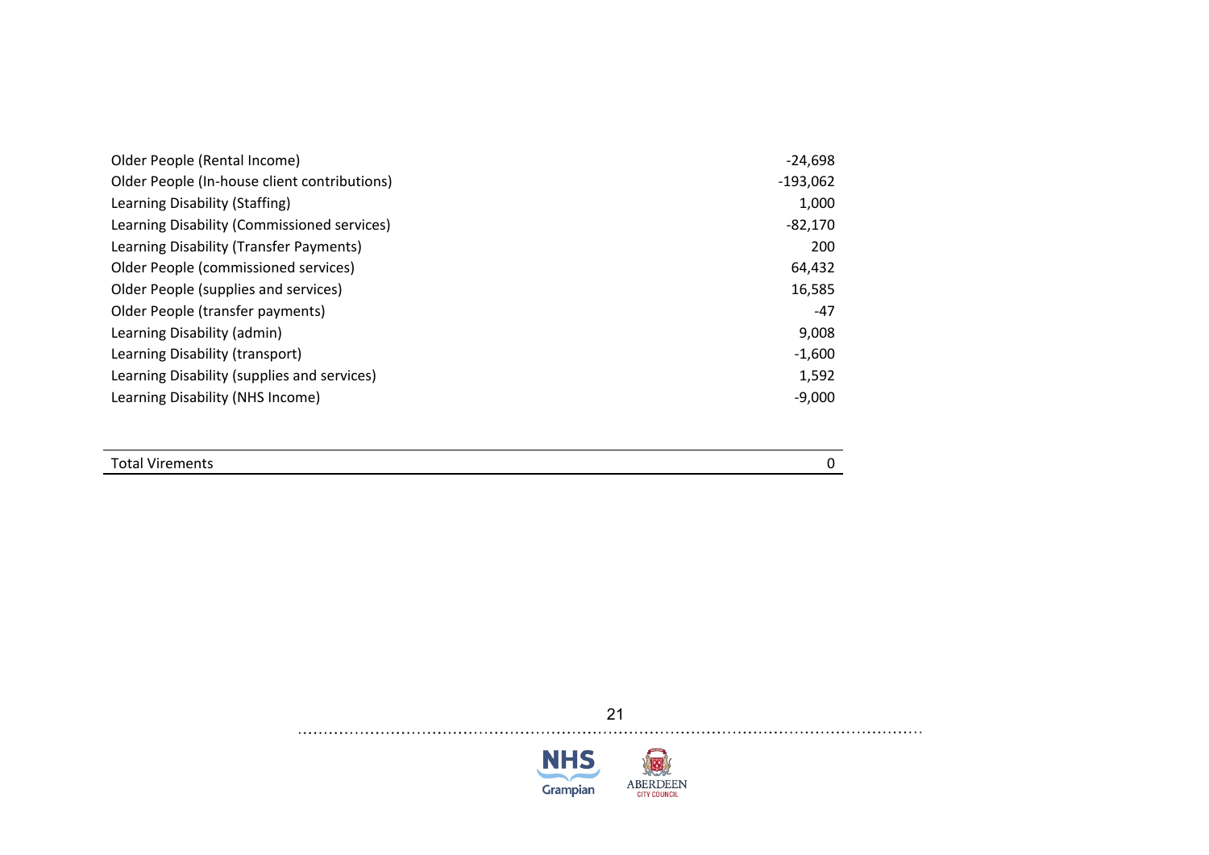| | |
|---|---|
| Older People (Rental Income) | -24,698 |
| Older People (In-house client contributions) | -193,062 |
| Learning Disability (Staffing) | 1,000 |
| Learning Disability (Commissioned services) | -82,170 |
| Learning Disability (Transfer Payments) | 200 |
| Older People (commissioned services) | 64,432 |
| Older People (supplies and services) | 16,585 |
| Older People (transfer payments) | -47 |
| Learning Disability (admin) | 9,008 |
| Learning Disability (transport) | -1,600 |
| Learning Disability (supplies and services) | 1,592 |
| Learning Disability (NHS Income) | -9,000 |
| | |
| Total Virements | 0 |